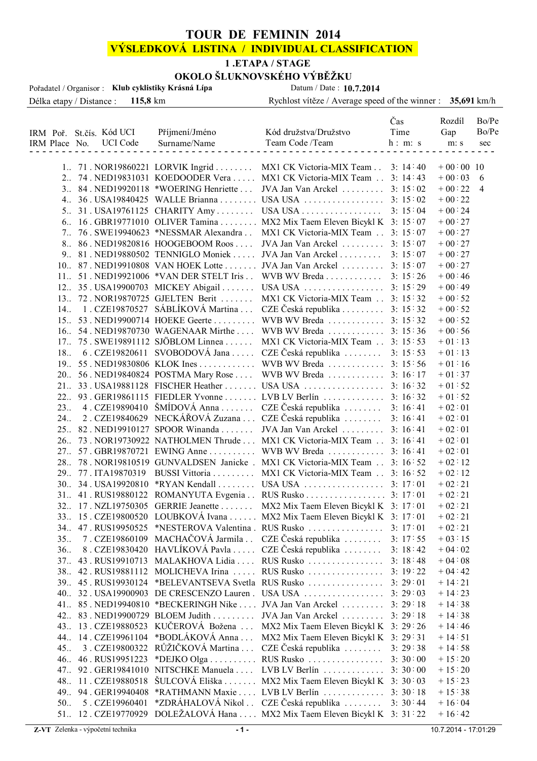# TOUR DE FEMININ 2014

## VÝSLEDKOVÁ LISTINA / INDIVIDUAL CLASSIFICATION

### 1 .ETAPA / STAGE

### OKOLO ŠLUKNOVSKÉHO VÝBĚŽKU

Pořadatel / Organisor : **Klub cyklistiky Krásná Lípa** Datum / Date : **10.7.2014**

Délka etapy / Distance : **115,8** km Rychlost vítěze / Average speed of the winner : **35,691** km/h

| IRM Poř. IRM Place | St.čís. No. | Kód UCI UCI Code | Příjmení/Jméno Surname/Name | Kód družstva/Družstvo Team Code /Team | Čas Time h : m: s | Rozdíl Gap m: s | Bo/Pe Bo/Pe sec |
|---|---|---|---|---|---|---|---|
| 1.. | 71 | NOR19860221 | LORVIK Ingrid | MX1 CK Victoria-MIX Team | 3: 14 : 40 | + 00 : 00 | 10 |
| 2.. | 74 | NED19831031 | KOEDOODER Vera | MX1 CK Victoria-MIX Team | 3: 14 : 43 | + 00 : 03 | 6 |
| 3.. | 84 | NED19920118 | *WOERING Henriette | JVA Jan Van Arckel | 3: 15 : 02 | + 00 : 22 | 4 |
| 4.. | 36 | USA19840425 | WALLE Brianna | USA USA | 3: 15 : 02 | + 00 : 22 | |
| 5.. | 31 | USA19761125 | CHARITY Amy | USA USA | 3: 15 : 04 | + 00 : 24 | |
| 6.. | 16 | GBR19771010 | OLIVER Tamina | MX2 Mix Taem Eleven Bicykl K | 3: 15 : 07 | + 00 : 27 | |
| 7.. | 76 | SWE19940623 | *NESSMAR Alexandra | MX1 CK Victoria-MIX Team | 3: 15 : 07 | + 00 : 27 | |
| 8.. | 86 | NED19820816 | HOOGEBOOM Roos | JVA Jan Van Arckel | 3: 15 : 07 | + 00 : 27 | |
| 9.. | 81 | NED19880502 | TENNIGLO Moniek | JVA Jan Van Arckel | 3: 15 : 07 | + 00 : 27 | |
| 10.. | 87 | NED19910808 | VAN HOEK Lotte | JVA Jan Van Arckel | 3: 15 : 07 | + 00 : 27 | |
| 11.. | 51 | NED19921006 | *VAN DER STELT Iris | WVB WV Breda | 3: 15 : 26 | + 00 : 46 | |
| 12.. | 35 | USA19900703 | MICKEY Abigail | USA USA | 3: 15 : 29 | + 00 : 49 | |
| 13.. | 72 | NOR19870725 | GJELTEN Berit | MX1 CK Victoria-MIX Team | 3: 15 : 32 | + 00 : 52 | |
| 14.. | 1 | CZE19870527 | SÁBLÍKOVÁ Martina | CZE Česká republika | 3: 15 : 32 | + 00 : 52 | |
| 15.. | 53 | NED19900714 | HOEKE Geerte | WVB WV Breda | 3: 15 : 32 | + 00 : 52 | |
| 16.. | 54 | NED19870730 | WAGENAAR Mirthe | WVB WV Breda | 3: 15 : 36 | + 00 : 56 | |
| 17.. | 75 | SWE19891112 | SJÖBLOM Linnea | MX1 CK Victoria-MIX Team | 3: 15 : 53 | + 01 : 13 | |
| 18.. | 6 | CZE19820611 | SVOBODOVÁ Jana | CZE Česká republika | 3: 15 : 53 | + 01 : 13 | |
| 19.. | 55 | NED19830806 | KLOK Ines | WVB WV Breda | 3: 15 : 56 | + 01 : 16 | |
| 20.. | 56 | NED19840824 | POSTMA Mary Rose | WVB WV Breda | 3: 16 : 17 | + 01 : 37 | |
| 21.. | 33 | USA19881128 | FISCHER Heather | USA USA | 3: 16 : 32 | + 01 : 52 | |
| 22.. | 93 | GER19861115 | FIEDLER Yvonne | LVB LV Berlín | 3: 16 : 32 | + 01 : 52 | |
| 23.. | 4 | CZE19890410 | ŠMÍDOVÁ Anna | CZE Česká republika | 3: 16 : 41 | + 02 : 01 | |
| 24.. | 2 | CZE19840629 | NECKÁŘOVÁ Zuzana | CZE Česká republika | 3: 16 : 41 | + 02 : 01 | |
| 25.. | 82 | NED19910127 | SPOOR Winanda | JVA Jan Van Arckel | 3: 16 : 41 | + 02 : 01 | |
| 26.. | 73 | NOR19730922 | NATHOLMEN Thrude | MX1 CK Victoria-MIX Team | 3: 16 : 41 | + 02 : 01 | |
| 27.. | 57 | GBR19870721 | EWING Anne | WVB WV Breda | 3: 16 : 41 | + 02 : 01 | |
| 28.. | 78 | NOR19810519 | GUNVALDSEN Janicke | MX1 CK Victoria-MIX Team | 3: 16 : 52 | + 02 : 12 | |
| 29.. | 77 | ITA19870319 | BUSSI Vittoria | MX1 CK Victoria-MIX Team | 3: 16 : 52 | + 02 : 12 | |
| 30.. | 34 | USA19920810 | *RYAN Kendall | USA USA | 3: 17 : 01 | + 02 : 21 | |
| 31.. | 41 | RUS19880122 | ROMANYUTA Evgenia | RUS Rusko | 3: 17 : 01 | + 02 : 21 | |
| 32.. | 17 | NZL19750305 | GERRIE Jeanette | MX2 Mix Taem Eleven Bicykl K | 3: 17 : 01 | + 02 : 21 | |
| 33.. | 15 | CZE19800520 | LOUBKOVÁ Ivana | MX2 Mix Taem Eleven Bicykl K | 3: 17 : 01 | + 02 : 21 | |
| 34.. | 47 | RUS19950525 | *NESTEROVA Valentina | RUS Rusko | 3: 17 : 01 | + 02 : 21 | |
| 35.. | 7 | CZE19860109 | MACHAČOVÁ Jarmila | CZE Česká republika | 3: 17 : 55 | + 03 : 15 | |
| 36.. | 8 | CZE19830420 | HAVLÍKOVÁ Pavla | CZE Česká republika | 3: 18 : 42 | + 04 : 02 | |
| 37.. | 43 | RUS19910713 | MALAKHOVA Lidia | RUS Rusko | 3: 18 : 48 | + 04 : 08 | |
| 38.. | 42 | RUS19881112 | MOLICHEVA Irina | RUS Rusko | 3: 19 : 22 | + 04 : 42 | |
| 39.. | 45 | RUS19930124 | *BELEVANTSEVA Svetla | RUS Rusko | 3: 29 : 01 | + 14 : 21 | |
| 40.. | 32 | USA19900903 | DE CRESCENZO Lauren | USA USA | 3: 29 : 03 | + 14 : 23 | |
| 41.. | 85 | NED19940810 | *BECKERINGH Nike | JVA Jan Van Arckel | 3: 29 : 18 | + 14 : 38 | |
| 42.. | 83 | NED19900729 | BLOEM Judith | JVA Jan Van Arckel | 3: 29 : 18 | + 14 : 38 | |
| 43.. | 13 | CZE19880523 | KUČEROVÁ Božena | MX2 Mix Taem Eleven Bicykl K | 3: 29 : 26 | + 14 : 46 | |
| 44.. | 14 | CZE19961104 | *BODLÁKOVÁ Anna | MX2 Mix Taem Eleven Bicykl K | 3: 29 : 31 | + 14 : 51 | |
| 45.. | 3 | CZE19800322 | RŮŽIČKOVÁ Martina | CZE Česká republika | 3: 29 : 38 | + 14 : 58 | |
| 46.. | 46 | RUS19951223 | *DEJKO Olga | RUS Rusko | 3: 30 : 00 | + 15 : 20 | |
| 47.. | 92 | GER19841010 | NITSCHKE Manuela | LVB LV Berlín | 3: 30 : 00 | + 15 : 20 | |
| 48.. | 11 | CZE19880518 | ŠULCOVÁ Eliška | MX2 Mix Taem Eleven Bicykl K | 3: 30 : 03 | + 15 : 23 | |
| 49.. | 94 | GER19940408 | *RATHMANN Maxie | LVB LV Berlín | 3: 30 : 18 | + 15 : 38 | |
| 50.. | 5 | CZE19960401 | *ZDRÁHALOVÁ Nikol | CZE Česká republika | 3: 30 : 44 | + 16 : 04 | |
| 51.. | 12 | CZE19770929 | DOLEŽALOVÁ Hana | MX2 Mix Taem Eleven Bicykl K | 3: 31 : 22 | + 16 : 42 | |

**Z-VT** Zelenka - výpočetní technika 10.7.2014 - 17:01:29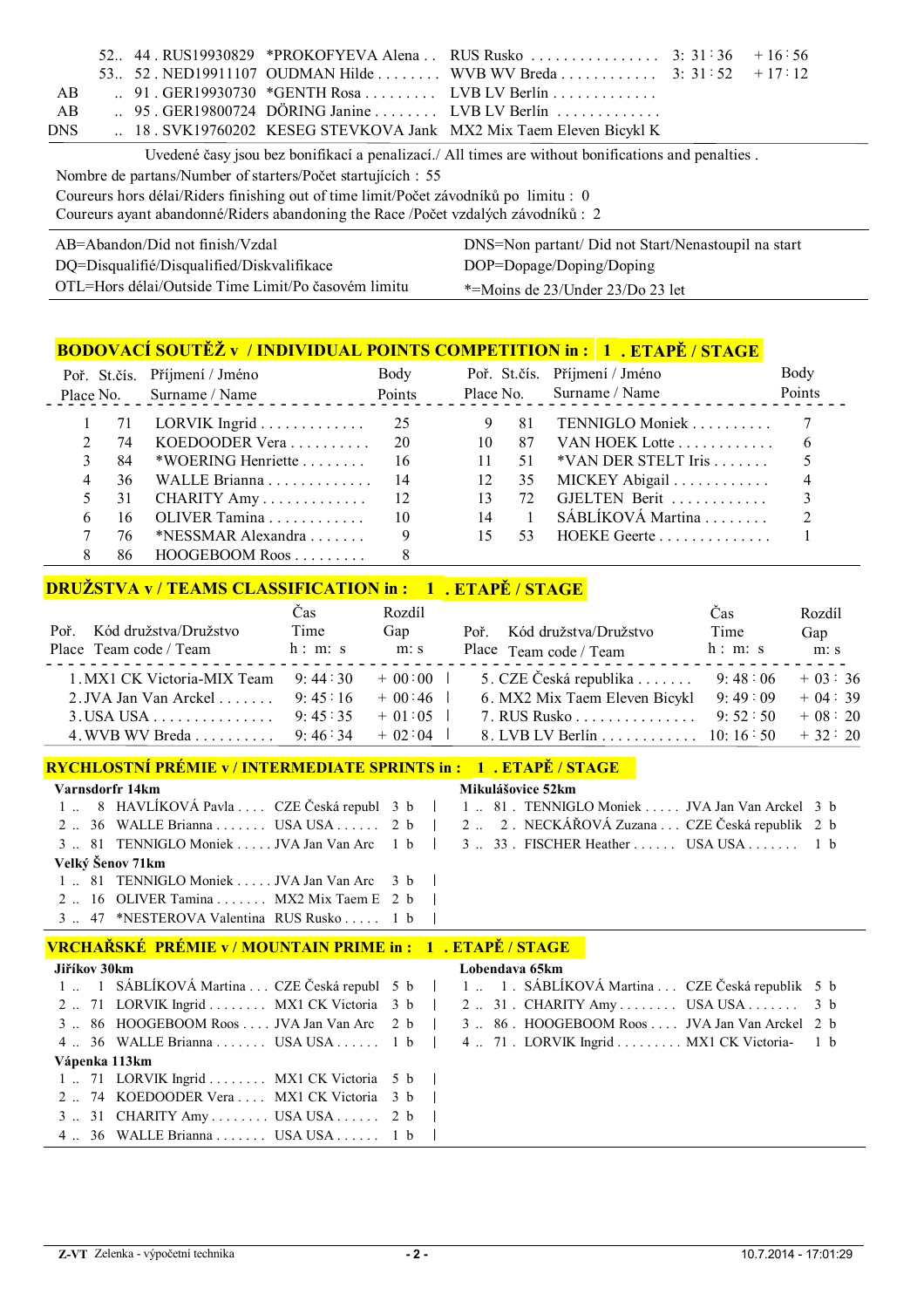| | | | | | |
|---|---|---|---|---|---|
| 52.. | 44 . RUS19930829 *PROKOFYEVA Alena . . | RUS Rusko . . . . . . . . . . . . . . . . | 3: 31 : 36 | + 16 : 56 |
| 53.. | 52 . NED19911107 OUDMAN Hilde . . . . . . . . | WVB WV Breda . . . . . . . . . . . . | 3: 31 : 52 | + 17 : 12 |
| AB | .. 91 . GER19930730 *GENTH Rosa . . . . . . . . . | LVB LV Berlín . . . . . . . . . . . . . | | |
| AB | .. 95 . GER19800724 DÖRING Janine . . . . . . . . | LVB LV Berlín . . . . . . . . . . . . . | | |
| DNS | .. 18 . SVK19760202 KESEG STEVKOVA Jank | MX2 Mix Taem Eleven Bicykl K | | |

Uvedené časy jsou bez bonifikací a penalizací./ All times are without bonifications and penalties .

Nombre de partans/Number of starters/Počet startujících : 55

Coureurs hors délai/Riders finishing out of time limit/Počet závodníků po limitu : 0

Coureurs ayant abandonné/Riders abandoning the Race /Počet vzdalých závodníků : 2

AB=Abandon/Did not finish/Vzdal — DNS=Non partant/ Did not Start/Nenastoupil na start

DQ=Disqualifié/Disqualified/Diskvalifikace — DOP=Dopage/Doping/Doping

OTL=Hors délai/Outside Time Limit/Po časovém limitu — *=Moins de 23/Under 23/Do 23 let

## BODOVACÍ SOUTĚŽ v / INDIVIDUAL POINTS COMPETITION in : 1 . ETAPĚ / STAGE

| Poř. Place | St.čís. No. | Příjmení / Jméno Surname / Name | Body Points |
|---|---|---|---|
| 1 | 71 | LORVIK Ingrid . . . . . . . . . . . . . | 25 |
| 2 | 74 | KOEDOODER Vera . . . . . . . . . . | 20 |
| 3 | 84 | *WOERING Henriette . . . . . . . . | 16 |
| 4 | 36 | WALLE Brianna . . . . . . . . . . . . . | 14 |
| 5 | 31 | CHARITY Amy . . . . . . . . . . . . . | 12 |
| 6 | 16 | OLIVER Tamina . . . . . . . . . . . . | 10 |
| 7 | 76 | *NESSMAR Alexandra . . . . . . . | 9 |
| 8 | 86 | HOOGEBOOM Roos . . . . . . . . . | 8 |
| 9 | 81 | TENNIGLO Moniek . . . . . . . . . . | 7 |
| 10 | 87 | VAN HOEK Lotte . . . . . . . . . . . . | 6 |
| 11 | 51 | *VAN DER STELT Iris . . . . . . . | 5 |
| 12 | 35 | MICKEY Abigail . . . . . . . . . . . . | 4 |
| 13 | 72 | GJELTEN Berit . . . . . . . . . . . . | 3 |
| 14 | 1 | SÁBLÍKOVÁ Martina . . . . . . . . | 2 |
| 15 | 53 | HOEKE Geerte . . . . . . . . . . . . . . | 1 |

## DRUŽSTVA v / TEAMS CLASSIFICATION in : 1 . ETAPĚ / STAGE

| Poř. Place | Kód družstva/Družstvo Team code / Team | Čas Time h : m: s | Rozdíl Gap m: s |
|---|---|---|---|
| 1. | MX1 CK Victoria-MIX Team | 9: 44 : 30 | + 00 : 00 |
| 2. | JVA Jan Van Arckel . . . . . . . | 9: 45 : 16 | + 00 : 46 |
| 3. | USA USA . . . . . . . . . . . . . . . | 9: 45 : 35 | + 01 : 05 |
| 4. | WVB WV Breda . . . . . . . . . . | 9: 46 : 34 | + 02 : 04 |
| 5. | CZE Česká republika . . . . . . . | 9: 48 : 06 | + 03 : 36 |
| 6. | MX2 Mix Taem Eleven Bicykl | 9: 49 : 09 | + 04 : 39 |
| 7. | RUS Rusko . . . . . . . . . . . . . . . | 9: 52 : 50 | + 08 : 20 |
| 8. | LVB LV Berlín . . . . . . . . . . . . | 10: 16 : 50 | + 32 : 20 |

## RYCHLOSTNÍ PRÉMIE v / INTERMEDIATE SPRINTS in : 1 . ETAPĚ / STAGE

**Varnsdorfr 14km**

| | | | | |
|---|---|---|---|---|
| 1 .. | 8 | HAVLÍKOVÁ Pavla . . . . | CZE Česká republ | 3 b |
| 2 .. | 36 | WALLE Brianna . . . . . . . | USA USA . . . . . . | 2 b |
| 3 .. | 81 | TENNIGLO Moniek . . . . . | JVA Jan Van Arc | 1 b |

**Mikulášovice 52km**

| | | | | |
|---|---|---|---|---|
| 1 .. | 81 | TENNIGLO Moniek . . . . . | JVA Jan Van Arckel | 3 b |
| 2 .. | 2 | NECKÁŘOVÁ Zuzana . . . | CZE Česká republik | 2 b |
| 3 .. | 33 | FISCHER Heather . . . . . . | USA USA . . . . . . . | 1 b |

**Velký Šenov 71km**

| | | | | |
|---|---|---|---|---|
| 1 .. | 81 | TENNIGLO Moniek . . . . . | JVA Jan Van Arc | 3 b |
| 2 .. | 16 | OLIVER Tamina . . . . . . . | MX2 Mix Taem E | 2 b |
| 3 .. | 47 | *NESTEROVA Valentina | RUS Rusko . . . . . | 1 b |

## VRCHAŘSKÉ PRÉMIE v / MOUNTAIN PRIME in : 1 . ETAPĚ / STAGE

**Jiříkov 30km**

| | | | | |
|---|---|---|---|---|
| 1 .. | 1 | SÁBLÍKOVÁ Martina . . . | CZE Česká republ | 5 b |
| 2 .. | 71 | LORVIK Ingrid . . . . . . . . | MX1 CK Victoria | 3 b |
| 3 .. | 86 | HOOGEBOOM Roos . . . . | JVA Jan Van Arc | 2 b |
| 4 .. | 36 | WALLE Brianna . . . . . . . | USA USA . . . . . . | 1 b |

**Lobendava 65km**

| | | | | |
|---|---|---|---|---|
| 1 .. | 1 | SÁBLÍKOVÁ Martina . . . | CZE Česká republik | 5 b |
| 2 .. | 31 | CHARITY Amy . . . . . . . . | USA USA . . . . . . . | 3 b |
| 3 .. | 86 | HOOGEBOOM Roos . . . . | JVA Jan Van Arckel | 2 b |
| 4 .. | 71 | LORVIK Ingrid . . . . . . . . . | MX1 CK Victoria- | 1 b |

**Vápenka 113km**

| | | | | |
|---|---|---|---|---|
| 1 .. | 71 | LORVIK Ingrid . . . . . . . . | MX1 CK Victoria | 5 b |
| 2 .. | 74 | KOEDOODER Vera . . . . | MX1 CK Victoria | 3 b |
| 3 .. | 31 | CHARITY Amy . . . . . . . . | USA USA . . . . . . | 2 b |
| 4 .. | 36 | WALLE Brianna . . . . . . . | USA USA . . . . . . | 1 b |

Z-VT Zelenka - výpočetní technika — 10.7.2014 - 17:01:29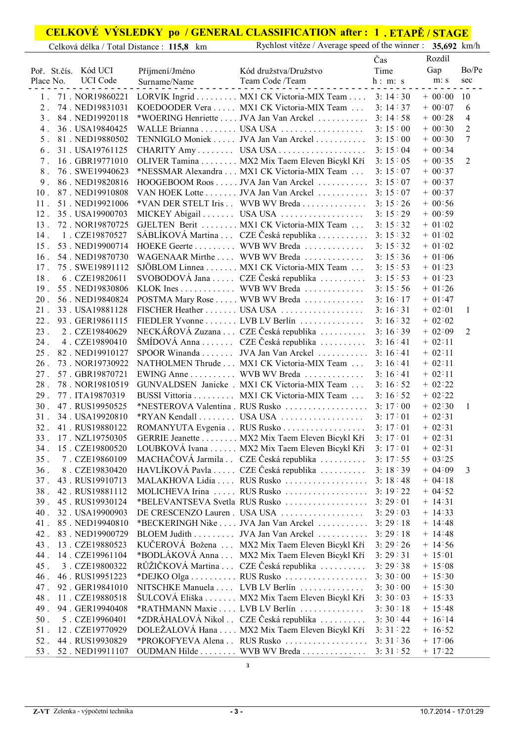# CELKOVÉ VÝSLEDKY po / GENERAL CLASSIFICATION after : 1 . ETAPĚ / STAGE

Celková délka / Total Distance : **115,8** km — Rychlost vítěze / Average speed of the winner : **35,692** km/h

| Poř. Place | St.čís. No. | Kód UCI UCI Code | Příjmení/Jméno Surname/Name | Kód družstva/Družstvo Team Code /Team | Čas Time h : m: s | Rozdíl Gap m: s | Bo/Pe sec |
|---|---|---|---|---|---|---|---|
| 1 . | 71 . | NOR19860221 | LORVIK Ingrid | MX1 CK Victoria-MIX Team | 3: 14 : 30 | + 00:00 | 10 |
| 2 . | 74 . | NED19831031 | KOEDOODER Vera | MX1 CK Victoria-MIX Team | 3: 14 : 37 | + 00:07 | 6 |
| 3 . | 84 . | NED19920118 | *WOERING Henriette | JVA Jan Van Arckel | 3: 14 : 58 | + 00:28 | 4 |
| 4 . | 36 . | USA19840425 | WALLE Brianna | USA USA | 3: 15 : 00 | + 00:30 | 2 |
| 5 . | 81 . | NED19880502 | TENNIGLO Moniek | JVA Jan Van Arckel | 3: 15 : 00 | + 00:30 | 7 |
| 6 . | 31 . | USA19761125 | CHARITY Amy | USA USA | 3: 15 : 04 | + 00:34 | |
| 7 . | 16 . | GBR19771010 | OLIVER Tamina | MX2 Mix Taem Eleven Bicykl Kří | 3: 15 : 05 | + 00:35 | 2 |
| 8 . | 76 . | SWE19940623 | *NESSMAR Alexandra | MX1 CK Victoria-MIX Team | 3: 15 : 07 | + 00:37 | |
| 9 . | 86 . | NED19820816 | HOOGEBOOM Roos | JVA Jan Van Arckel | 3: 15 : 07 | + 00:37 | |
| 10 . | 87 . | NED19910808 | VAN HOEK Lotte | JVA Jan Van Arckel | 3: 15 : 07 | + 00:37 | |
| 11 . | 51 . | NED19921006 | *VAN DER STELT Iris | WVB WV Breda | 3: 15 : 26 | + 00:56 | |
| 12 . | 35 . | USA19900703 | MICKEY Abigail | USA USA | 3: 15 : 29 | + 00:59 | |
| 13 . | 72 . | NOR19870725 | GJELTEN Berit | MX1 CK Victoria-MIX Team | 3: 15 : 32 | + 01:02 | |
| 14 . | 1 . | CZE19870527 | SÁBLÍKOVÁ Martina | CZE Česká republika | 3: 15 : 32 | + 01:02 | |
| 15 . | 53 . | NED19900714 | HOEKE Geerte | WVB WV Breda | 3: 15 : 32 | + 01:02 | |
| 16 . | 54 . | NED19870730 | WAGENAAR Mirthe | WVB WV Breda | 3: 15 : 36 | + 01:06 | |
| 17 . | 75 . | SWE19891112 | SJÖBLOM Linnea | MX1 CK Victoria-MIX Team | 3: 15 : 53 | + 01:23 | |
| 18 . | 6 . | CZE19820611 | SVOBODOVÁ Jana | CZE Česká republika | 3: 15 : 53 | + 01:23 | |
| 19 . | 55 . | NED19830806 | KLOK Ines | WVB WV Breda | 3: 15 : 56 | + 01:26 | |
| 20 . | 56 . | NED19840824 | POSTMA Mary Rose | WVB WV Breda | 3: 16 : 17 | + 01:47 | |
| 21 . | 33 . | USA19881128 | FISCHER Heather | USA USA | 3: 16 : 31 | + 02:01 | 1 |
| 22 . | 93 . | GER19861115 | FIEDLER Yvonne | LVB LV Berlín | 3: 16 : 32 | + 02:02 | |
| 23 . | 2 . | CZE19840629 | NECKÁŘOVÁ Zuzana | CZE Česká republika | 3: 16 : 39 | + 02:09 | 2 |
| 24 . | 4 . | CZE19890410 | ŠMÍDOVÁ Anna | CZE Česká republika | 3: 16 : 41 | + 02:11 | |
| 25 . | 82 . | NED19910127 | SPOOR Winanda | JVA Jan Van Arckel | 3: 16 : 41 | + 02:11 | |
| 26 . | 73 . | NOR19730922 | NATHOLMEN Thrude | MX1 CK Victoria-MIX Team | 3: 16 : 41 | + 02:11 | |
| 27 . | 57 . | GBR19870721 | EWING Anne | WVB WV Breda | 3: 16 : 41 | + 02:11 | |
| 28 . | 78 . | NOR19810519 | GUNVALDSEN Janicke | MX1 CK Victoria-MIX Team | 3: 16 : 52 | + 02:22 | |
| 29 . | 77 . | ITA19870319 | BUSSI Vittoria | MX1 CK Victoria-MIX Team | 3: 16 : 52 | + 02:22 | |
| 30 . | 47 . | RUS19950525 | *NESTEROVA Valentina | RUS Rusko | 3: 17 : 00 | + 02:30 | 1 |
| 31 . | 34 . | USA19920810 | *RYAN Kendall | USA USA | 3: 17 : 01 | + 02:31 | |
| 32 . | 41 . | RUS19880122 | ROMANYUTA Evgenia | RUS Rusko | 3: 17 : 01 | + 02:31 | |
| 33 . | 17 . | NZL19750305 | GERRIE Jeanette | MX2 Mix Taem Eleven Bicykl Kří | 3: 17 : 01 | + 02:31 | |
| 34 . | 15 . | CZE19800520 | LOUBKOVÁ Ivana | MX2 Mix Taem Eleven Bicykl Kří | 3: 17 : 01 | + 02:31 | |
| 35 . | 7 . | CZE19860109 | MACHAČOVÁ Jarmila | CZE Česká republika | 3: 17 : 55 | + 03:25 | |
| 36 . | 8 . | CZE19830420 | HAVLÍKOVÁ Pavla | CZE Česká republika | 3: 18 : 39 | + 04:09 | 3 |
| 37 . | 43 . | RUS19910713 | MALAKHOVA Lidia | RUS Rusko | 3: 18 : 48 | + 04:18 | |
| 38 . | 42 . | RUS19881112 | MOLICHEVA Irina | RUS Rusko | 3: 19 : 22 | + 04:52 | |
| 39 . | 45 . | RUS19930124 | *BELEVANTSEVA Svetla | RUS Rusko | 3: 29 : 01 | + 14:31 | |
| 40 . | 32 . | USA19900903 | DE CRESCENZO Lauren | USA USA | 3: 29 : 03 | + 14:33 | |
| 41 . | 85 . | NED19940810 | *BECKERINGH Nike | JVA Jan Van Arckel | 3: 29 : 18 | + 14:48 | |
| 42 . | 83 . | NED19900729 | BLOEM Judith | JVA Jan Van Arckel | 3: 29 : 18 | + 14:48 | |
| 43 . | 13 . | CZE19880523 | KUČEROVÁ Božena | MX2 Mix Taem Eleven Bicykl Kří | 3: 29 : 26 | + 14:56 | |
| 44 . | 14 . | CZE19961104 | *BODLÁKOVÁ Anna | MX2 Mix Taem Eleven Bicykl Kří | 3: 29 : 31 | + 15:01 | |
| 45 . | 3 . | CZE19800322 | RŮŽIČKOVÁ Martina | CZE Česká republika | 3: 29 : 38 | + 15:08 | |
| 46 . | 46 . | RUS19951223 | *DEJKO Olga | RUS Rusko | 3: 30 : 00 | + 15:30 | |
| 47 . | 92 . | GER19841010 | NITSCHKE Manuela | LVB LV Berlín | 3: 30 : 00 | + 15:30 | |
| 48 . | 11 . | CZE19880518 | ŠULCOVÁ Eliška | MX2 Mix Taem Eleven Bicykl Kří | 3: 30 : 03 | + 15:33 | |
| 49 . | 94 . | GER19940408 | *RATHMANN Maxie | LVB LV Berlín | 3: 30 : 18 | + 15:48 | |
| 50 . | 5 . | CZE19960401 | *ZDRÁHALOVÁ Nikol | CZE Česká republika | 3: 30 : 44 | + 16:14 | |
| 51 . | 12 . | CZE19770929 | DOLEŽALOVÁ Hana | MX2 Mix Taem Eleven Bicykl Kří | 3: 31 : 22 | + 16:52 | |
| 52 . | 44 . | RUS19930829 | *PROKOFYEVA Alena | RUS Rusko | 3: 31 : 36 | + 17:06 | |
| 53 . | 52 . | NED19911107 | OUDMAN Hilde | WVB WV Breda | 3: 31 : 52 | + 17:22 | |

a

Z-VT Zelenka - výpočetní technika — 10.7.2014 - 17:01:29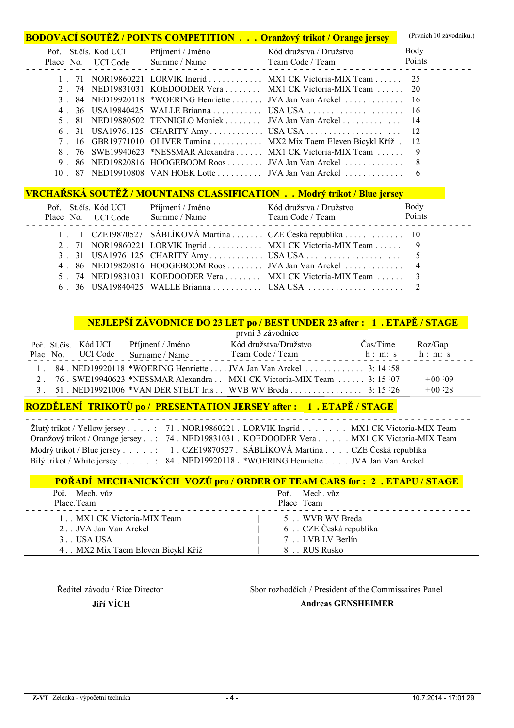## BODOVACÍ SOUTĚŽ / POINTS COMPETITION . . . Oranžový trikot / Orange jersey

(Prvních 10 závodníků.)

| Poř. Place | St.čís. No. | Kod UCI UCI Code | Příjmení / Jméno Surnme / Name | Kód družstva / Družstvo Team Code / Team | Body Points |
|---|---|---|---|---|---|
| 1 | 71 | NOR19860221 | LORVIK Ingrid | MX1 CK Victoria-MIX Team | 25 |
| 2 | 74 | NED19831031 | KOEDOODER Vera | MX1 CK Victoria-MIX Team | 20 |
| 3 | 84 | NED19920118 | *WOERING Henriette | JVA Jan Van Arckel | 16 |
| 4 | 36 | USA19840425 | WALLE Brianna | USA USA | 16 |
| 5 | 81 | NED19880502 | TENNIGLO Moniek | JVA Jan Van Arckel | 14 |
| 6 | 31 | USA19761125 | CHARITY Amy | USA USA | 12 |
| 7 | 16 | GBR19771010 | OLIVER Tamina | MX2 Mix Taem Eleven Bicykl Kříž | 12 |
| 8 | 76 | SWE19940623 | *NESSMAR Alexandra | MX1 CK Victoria-MIX Team | 9 |
| 9 | 86 | NED19820816 | HOOGEBOOM Roos | JVA Jan Van Arckel | 8 |
| 10 | 87 | NED19910808 | VAN HOEK Lotte | JVA Jan Van Arckel | 6 |

## VRCHAŘSKÁ SOUTĚŽ / MOUNTAINS CLASSIFICATION . . Modrý trikot / Blue jersey

| Poř. Place | St.čís. No. | Kód UCI UCI Code | Příjmení / Jméno Surnme / Name | Kód družstva / Družstvo Team Code / Team | Body Points |
|---|---|---|---|---|---|
| 1 | 1 | CZE19870527 | SÁBLÍKOVÁ Martina | CZE Česká republika | 10 |
| 2 | 71 | NOR19860221 | LORVIK Ingrid | MX1 CK Victoria-MIX Team | 9 |
| 3 | 31 | USA19761125 | CHARITY Amy | USA USA | 5 |
| 4 | 86 | NED19820816 | HOOGEBOOM Roos | JVA Jan Van Arckel | 4 |
| 5 | 74 | NED19831031 | KOEDOODER Vera | MX1 CK Victoria-MIX Team | 3 |
| 6 | 36 | USA19840425 | WALLE Brianna | USA USA | 2 |

## NEJLEPŠÍ ZÁVODNICE DO 23 LET po / BEST UNDER 23 after : 1 . ETAPĚ / STAGE

první 3 závodnice

| Poř. Plac | St.čís. No. | Kód UCI UCI Code | Příjmení / Jméno Surname / Name | Kód družstva/Družstvo Team Code / Team | Čas/Time h : m: s | Roz/Gap h : m: s |
|---|---|---|---|---|---|---|
| 1 | 84 | NED19920118 | *WOERING Henriette | JVA Jan Van Arckel | 3: 14 :58 | |
| 2 | 76 | SWE19940623 | *NESSMAR Alexandra | MX1 CK Victoria-MIX Team | 3: 15 :07 | +00 :09 |
| 3 | 51 | NED19921006 | *VAN DER STELT Iris | WVB WV Breda | 3: 15 :26 | +00 :28 |

## ROZDĚLENÍ TRIKOTŮ po / PRESENTATION JERSEY after : 1 . ETAPĚ / STAGE

| | | | | |
|---|---|---|---|---|
| Žlutý trikot / Yellow jersey | 71 | NOR19860221 | LORVIK Ingrid | MX1 CK Victoria-MIX Team |
| Oranžový trikot / Orange jersey | 74 | NED19831031 | KOEDOODER Vera | MX1 CK Victoria-MIX Team |
| Modrý trikot / Blue jersey | 1 | CZE19870527 | SÁBLÍKOVÁ Martina | CZE Česká republika |
| Bílý trikot / White jersey | 84 | NED19920118 | *WOERING Henriette | JVA Jan Van Arckel |

## POŘADÍ MECHANICKÝCH VOZŮ pro / ORDER OF TEAM CARS for : 2 . ETAPU / STAGE

| Poř. Place | Mech. vůz Team | Poř. Place | Mech. vůz Team |
|---|---|---|---|
| 1 | MX1 CK Victoria-MIX Team | 5 | WVB WV Breda |
| 2 | JVA Jan Van Arckel | 6 | CZE Česká republika |
| 3 | USA USA | 7 | LVB LV Berlín |
| 4 | MX2 Mix Taem Eleven Bicykl Kříž | 8 | RUS Rusko |

Ředitel závodu / Rice Director
**Jiří VÍCH**

Sbor rozhodčích / President of the Commissaires Panel
**Andreas GENSHEIMER**

Z-VT Zelenka - výpočetní technika 10.7.2014 - 17:01:29